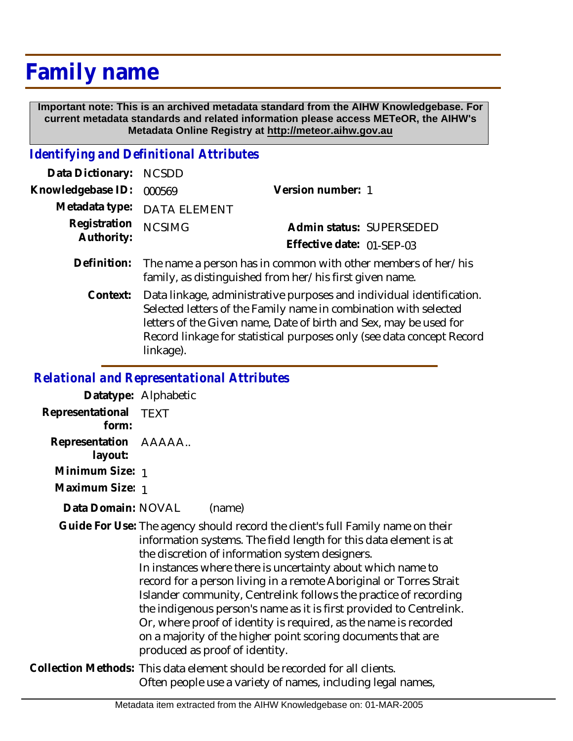# Family name

**Important note: This is an archived metadata standard from the AIHW Knowledgebase. For current metadata standards and related information please access METeOR, the AIHW's Metadata Online Registry at http://meteor.aihw.gov.au**

## *Identifying and Definitional Attributes*

**Data Dictionary:** NCSDD

**Knowledgebase ID:** 000569

**Version number:** 1

**Metadata type:** DATA ELEMENT

**Registration Authority:** NCSIMG

**Admin status:** SUPERSEDED

**Effective date:** 01-SEP-03

**Definition:** The name a person has in common with other members of her/his family, as distinguished from her/his first given name.

**Context:** Data linkage, administrative purposes and individual identification. Selected letters of the Family name in combination with selected letters of the Given name, Date of birth and Sex, may be used for Record linkage for statistical purposes only (see data concept Record linkage).

## *Relational and Representational Attributes*

**Datatype:** Alphabetic

**Representational form:** TEXT

**Representation layout:** AAAAA..

**Minimum Size:** 1

**Maximum Size:** 1

**Data Domain:** NOVAL (name)

**Guide For Use:** The agency should record the client's full Family name on their information systems. The field length for this data element is at the discretion of information system designers.
In instances where there is uncertainty about which name to record for a person living in a remote Aboriginal or Torres Strait Islander community, Centrelink follows the practice of recording the indigenous person's name as it is first provided to Centrelink. Or, where proof of identity is required, as the name is recorded on a majority of the higher point scoring documents that are produced as proof of identity.

**Collection Methods:** This data element should be recorded for all clients.
Often people use a variety of names, including legal names,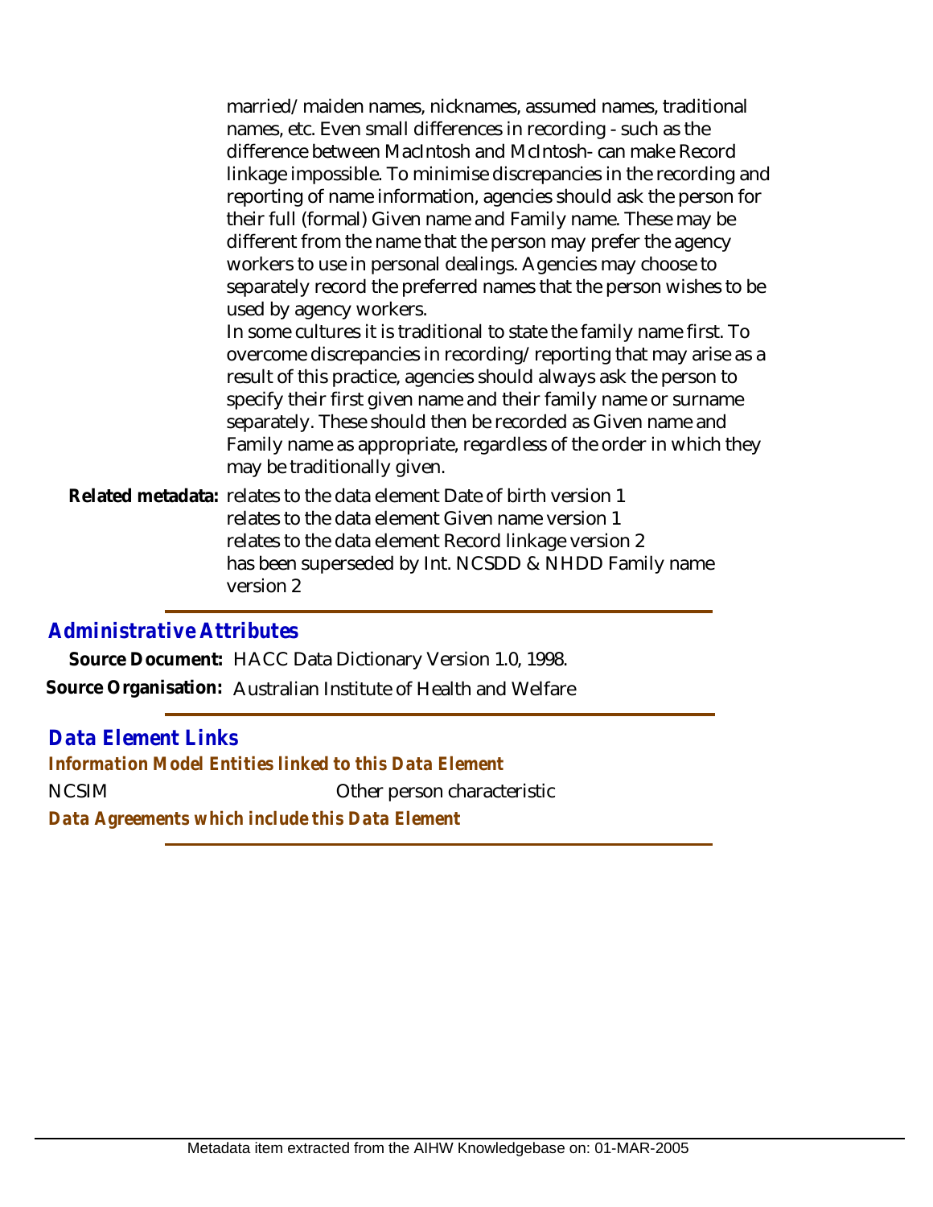married/maiden names, nicknames, assumed names, traditional names, etc. Even small differences in recording - such as the difference between MacIntosh and McIntosh- can make Record linkage impossible. To minimise discrepancies in the recording and reporting of name information, agencies should ask the person for their full (formal) Given name and Family name. These may be different from the name that the person may prefer the agency workers to use in personal dealings. Agencies may choose to separately record the preferred names that the person wishes to be used by agency workers.

In some cultures it is traditional to state the family name first. To overcome discrepancies in recording/reporting that may arise as a result of this practice, agencies should always ask the person to specify their first given name and their family name or surname separately. These should then be recorded as Given name and Family name as appropriate, regardless of the order in which they may be traditionally given.

**Related metadata:** relates to the data element Date of birth version 1
relates to the data element Given name version 1
relates to the data element Record linkage version 2
has been superseded by Int. NCSDD & NHDD Family name version 2

## Administrative Attributes

**Source Document:** HACC Data Dictionary Version 1.0, 1998.

**Source Organisation:** Australian Institute of Health and Welfare

## Data Element Links

***Information Model Entities linked to this Data Element***

NCSIM Other person characteristic

***Data Agreements which include this Data Element***

Metadata item extracted from the AIHW Knowledgebase on: 01-MAR-2005